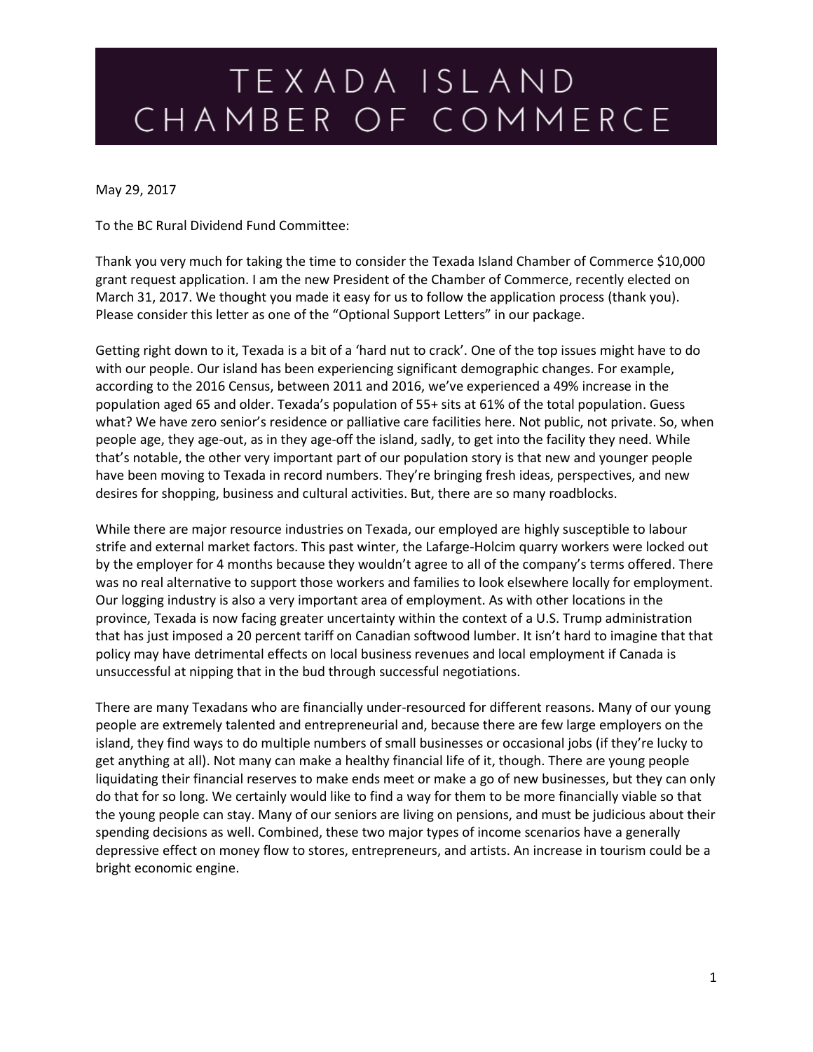# TEXADA ISLAND CHAMBER OF COMMERCE

May 29, 2017

To the BC Rural Dividend Fund Committee:

Thank you very much for taking the time to consider the Texada Island Chamber of Commerce $10,000 grant request application. I am the new President of the Chamber of Commerce, recently elected on March 31, 2017. We thought you made it easy for us to follow the application process (thank you). Please consider this letter as one of the "Optional Support Letters" in our package.

Getting right down to it, Texada is a bit of a 'hard nut to crack'. One of the top issues might have to do with our people. Our island has been experiencing significant demographic changes. For example, according to the 2016 Census, between 2011 and 2016, we've experienced a 49% increase in the population aged 65 and older. Texada's population of 55+ sits at 61% of the total population. Guess what? We have zero senior's residence or palliative care facilities here. Not public, not private. So, when people age, they age-out, as in they age-off the island, sadly, to get into the facility they need. While that's notable, the other very important part of our population story is that new and younger people have been moving to Texada in record numbers. They're bringing fresh ideas, perspectives, and new desires for shopping, business and cultural activities. But, there are so many roadblocks.

While there are major resource industries on Texada, our employed are highly susceptible to labour strife and external market factors. This past winter, the Lafarge-Holcim quarry workers were locked out by the employer for 4 months because they wouldn't agree to all of the company's terms offered. There was no real alternative to support those workers and families to look elsewhere locally for employment. Our logging industry is also a very important area of employment. As with other locations in the province, Texada is now facing greater uncertainty within the context of a U.S. Trump administration that has just imposed a 20 percent tariff on Canadian softwood lumber. It isn't hard to imagine that that policy may have detrimental effects on local business revenues and local employment if Canada is unsuccessful at nipping that in the bud through successful negotiations.

There are many Texadans who are financially under-resourced for different reasons. Many of our young people are extremely talented and entrepreneurial and, because there are few large employers on the island, they find ways to do multiple numbers of small businesses or occasional jobs (if they're lucky to get anything at all). Not many can make a healthy financial life of it, though. There are young people liquidating their financial reserves to make ends meet or make a go of new businesses, but they can only do that for so long. We certainly would like to find a way for them to be more financially viable so that the young people can stay. Many of our seniors are living on pensions, and must be judicious about their spending decisions as well. Combined, these two major types of income scenarios have a generally depressive effect on money flow to stores, entrepreneurs, and artists. An increase in tourism could be a bright economic engine.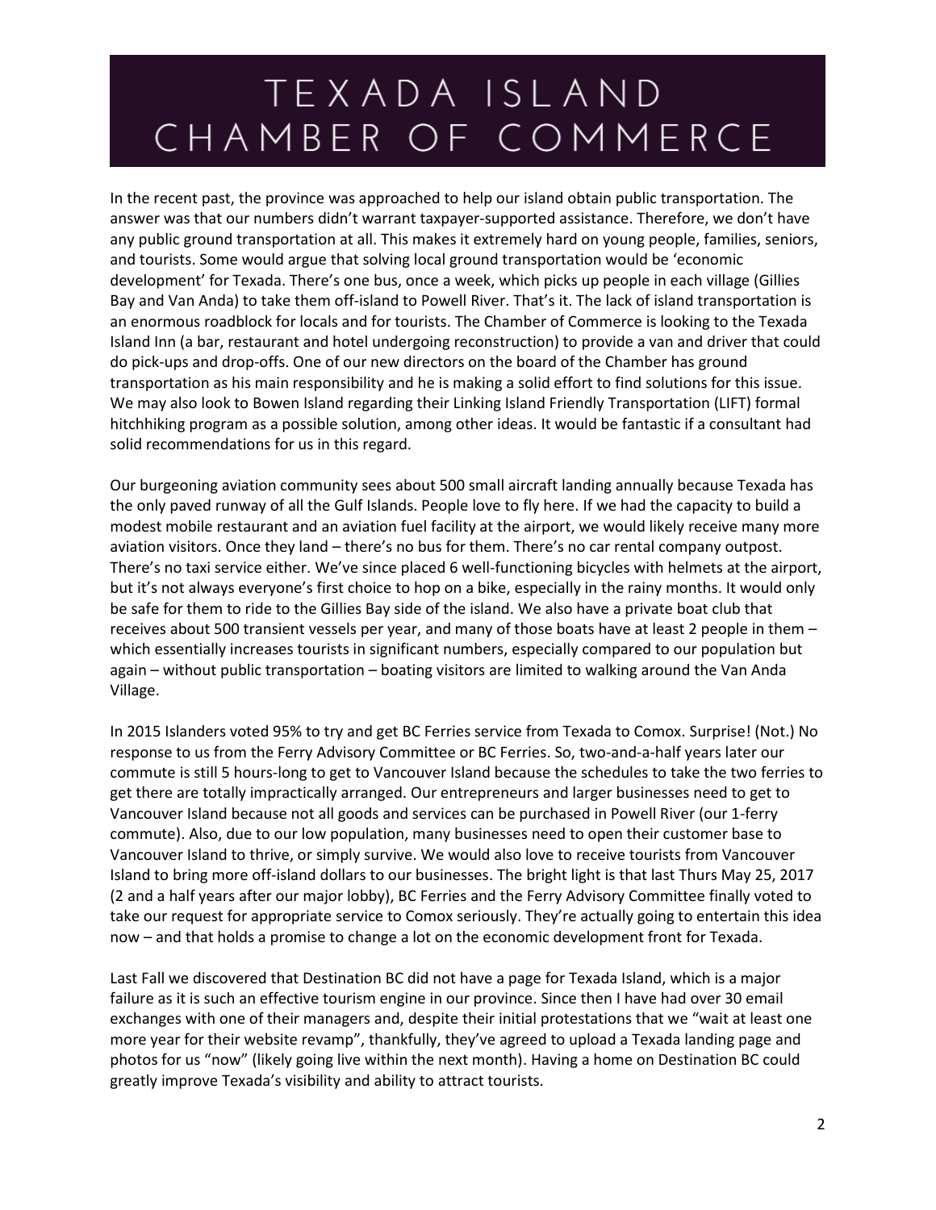# TEXADA ISLAND CHAMBER OF COMMERCE

In the recent past, the province was approached to help our island obtain public transportation. The answer was that our numbers didn't warrant taxpayer-supported assistance. Therefore, we don't have any public ground transportation at all. This makes it extremely hard on young people, families, seniors, and tourists. Some would argue that solving local ground transportation would be 'economic development' for Texada. There's one bus, once a week, which picks up people in each village (Gillies Bay and Van Anda) to take them off-island to Powell River. That's it. The lack of island transportation is an enormous roadblock for locals and for tourists. The Chamber of Commerce is looking to the Texada Island Inn (a bar, restaurant and hotel undergoing reconstruction) to provide a van and driver that could do pick-ups and drop-offs. One of our new directors on the board of the Chamber has ground transportation as his main responsibility and he is making a solid effort to find solutions for this issue. We may also look to Bowen Island regarding their Linking Island Friendly Transportation (LIFT) formal hitchhiking program as a possible solution, among other ideas. It would be fantastic if a consultant had solid recommendations for us in this regard.

Our burgeoning aviation community sees about 500 small aircraft landing annually because Texada has the only paved runway of all the Gulf Islands. People love to fly here. If we had the capacity to build a modest mobile restaurant and an aviation fuel facility at the airport, we would likely receive many more aviation visitors. Once they land – there's no bus for them. There's no car rental company outpost. There's no taxi service either. We've since placed 6 well-functioning bicycles with helmets at the airport, but it's not always everyone's first choice to hop on a bike, especially in the rainy months. It would only be safe for them to ride to the Gillies Bay side of the island. We also have a private boat club that receives about 500 transient vessels per year, and many of those boats have at least 2 people in them – which essentially increases tourists in significant numbers, especially compared to our population but again – without public transportation – boating visitors are limited to walking around the Van Anda Village.

In 2015 Islanders voted 95% to try and get BC Ferries service from Texada to Comox. Surprise! (Not.) No response to us from the Ferry Advisory Committee or BC Ferries. So, two-and-a-half years later our commute is still 5 hours-long to get to Vancouver Island because the schedules to take the two ferries to get there are totally impractically arranged. Our entrepreneurs and larger businesses need to get to Vancouver Island because not all goods and services can be purchased in Powell River (our 1-ferry commute). Also, due to our low population, many businesses need to open their customer base to Vancouver Island to thrive, or simply survive. We would also love to receive tourists from Vancouver Island to bring more off-island dollars to our businesses. The bright light is that last Thurs May 25, 2017 (2 and a half years after our major lobby), BC Ferries and the Ferry Advisory Committee finally voted to take our request for appropriate service to Comox seriously. They're actually going to entertain this idea now – and that holds a promise to change a lot on the economic development front for Texada.

Last Fall we discovered that Destination BC did not have a page for Texada Island, which is a major failure as it is such an effective tourism engine in our province. Since then I have had over 30 email exchanges with one of their managers and, despite their initial protestations that we "wait at least one more year for their website revamp", thankfully, they've agreed to upload a Texada landing page and photos for us "now" (likely going live within the next month). Having a home on Destination BC could greatly improve Texada's visibility and ability to attract tourists.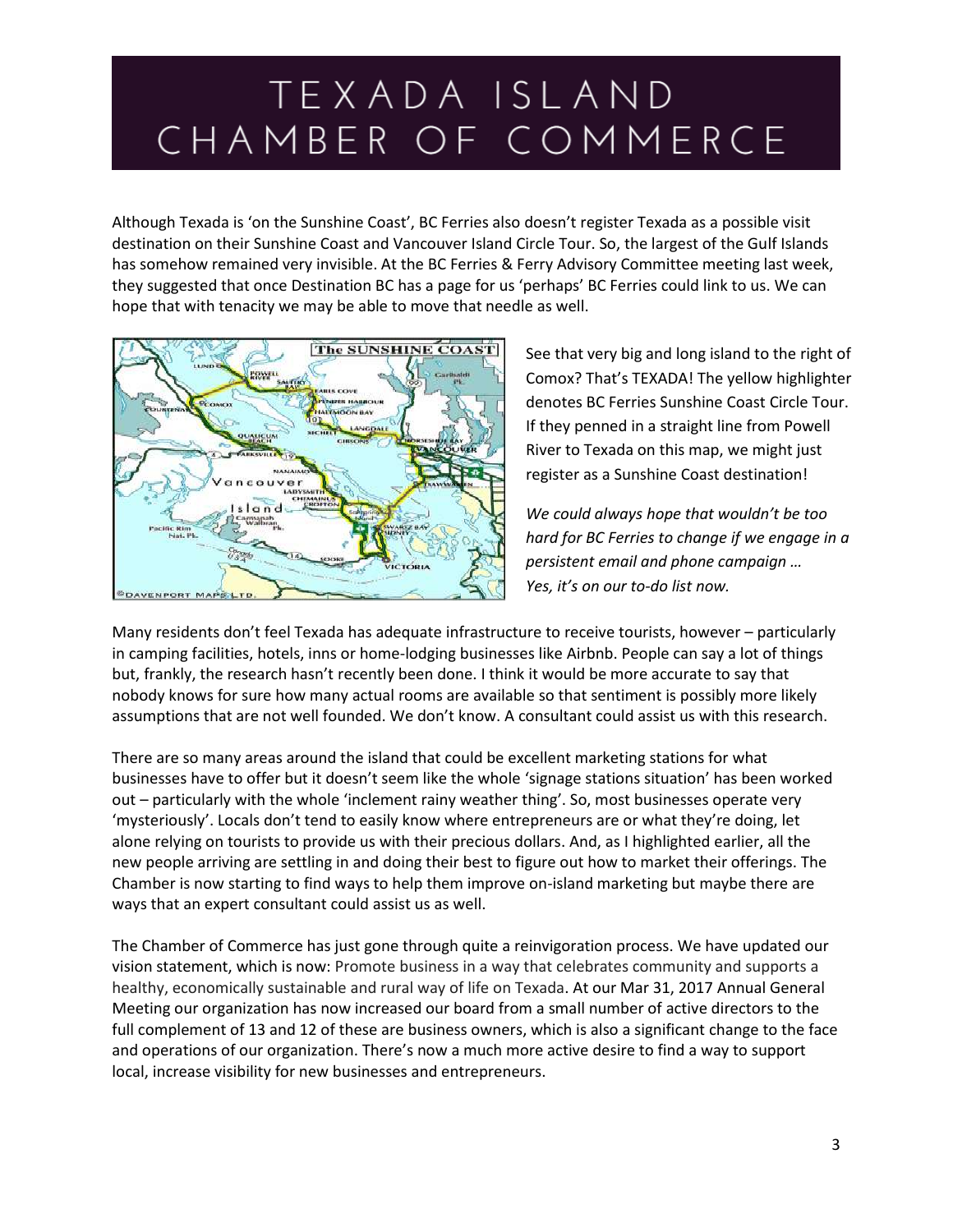# TEXADA ISLAND CHAMBER OF COMMERCE

Although Texada is 'on the Sunshine Coast', BC Ferries also doesn't register Texada as a possible visit destination on their Sunshine Coast and Vancouver Island Circle Tour. So, the largest of the Gulf Islands has somehow remained very invisible. At the BC Ferries & Ferry Advisory Committee meeting last week, they suggested that once Destination BC has a page for us 'perhaps' BC Ferries could link to us. We can hope that with tenacity we may be able to move that needle as well.

See that very big and long island to the right of Comox? That's TEXADA! The yellow highlighter denotes BC Ferries Sunshine Coast Circle Tour. If they penned in a straight line from Powell River to Texada on this map, we might just register as a Sunshine Coast destination!

*We could always hope that wouldn't be too hard for BC Ferries to change if we engage in a persistent email and phone campaign … Yes, it's on our to-do list now.*

Many residents don't feel Texada has adequate infrastructure to receive tourists, however – particularly in camping facilities, hotels, inns or home-lodging businesses like Airbnb. People can say a lot of things but, frankly, the research hasn't recently been done. I think it would be more accurate to say that nobody knows for sure how many actual rooms are available so that sentiment is possibly more likely assumptions that are not well founded. We don't know. A consultant could assist us with this research.

There are so many areas around the island that could be excellent marketing stations for what businesses have to offer but it doesn't seem like the whole 'signage stations situation' has been worked out – particularly with the whole 'inclement rainy weather thing'. So, most businesses operate very 'mysteriously'. Locals don't tend to easily know where entrepreneurs are or what they're doing, let alone relying on tourists to provide us with their precious dollars. And, as I highlighted earlier, all the new people arriving are settling in and doing their best to figure out how to market their offerings. The Chamber is now starting to find ways to help them improve on-island marketing but maybe there are ways that an expert consultant could assist us as well.

The Chamber of Commerce has just gone through quite a reinvigoration process. We have updated our vision statement, which is now: Promote business in a way that celebrates community and supports a healthy, economically sustainable and rural way of life on Texada. At our Mar 31, 2017 Annual General Meeting our organization has now increased our board from a small number of active directors to the full complement of 13 and 12 of these are business owners, which is also a significant change to the face and operations of our organization. There's now a much more active desire to find a way to support local, increase visibility for new businesses and entrepreneurs.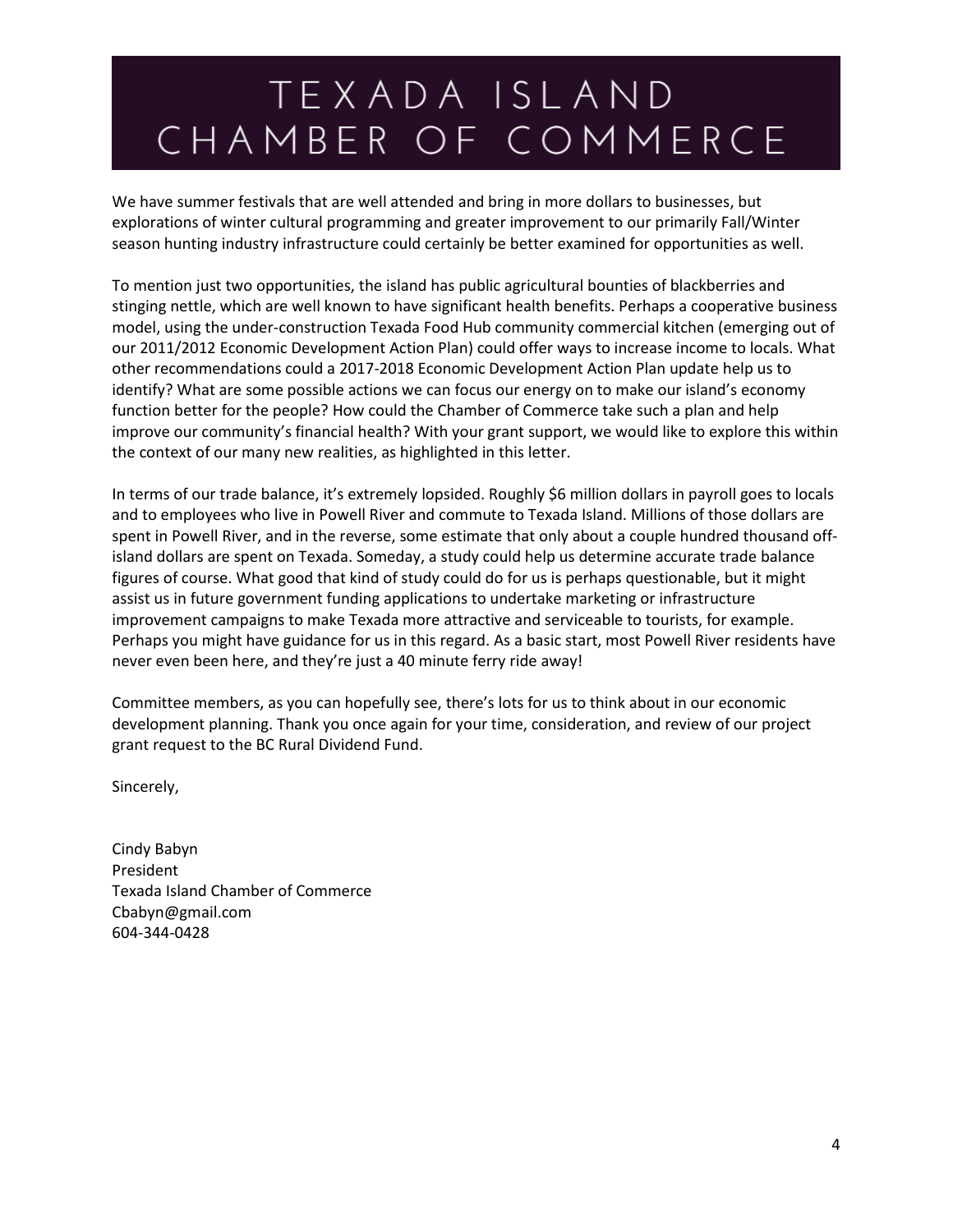# TEXADA ISLAND CHAMBER OF COMMERCE

We have summer festivals that are well attended and bring in more dollars to businesses, but explorations of winter cultural programming and greater improvement to our primarily Fall/Winter season hunting industry infrastructure could certainly be better examined for opportunities as well.

To mention just two opportunities, the island has public agricultural bounties of blackberries and stinging nettle, which are well known to have significant health benefits. Perhaps a cooperative business model, using the under-construction Texada Food Hub community commercial kitchen (emerging out of our 2011/2012 Economic Development Action Plan) could offer ways to increase income to locals. What other recommendations could a 2017-2018 Economic Development Action Plan update help us to identify? What are some possible actions we can focus our energy on to make our island's economy function better for the people? How could the Chamber of Commerce take such a plan and help improve our community's financial health? With your grant support, we would like to explore this within the context of our many new realities, as highlighted in this letter.

In terms of our trade balance, it's extremely lopsided. Roughly $6 million dollars in payroll goes to locals and to employees who live in Powell River and commute to Texada Island. Millions of those dollars are spent in Powell River, and in the reverse, some estimate that only about a couple hundred thousand off-island dollars are spent on Texada. Someday, a study could help us determine accurate trade balance figures of course. What good that kind of study could do for us is perhaps questionable, but it might assist us in future government funding applications to undertake marketing or infrastructure improvement campaigns to make Texada more attractive and serviceable to tourists, for example. Perhaps you might have guidance for us in this regard. As a basic start, most Powell River residents have never even been here, and they're just a 40 minute ferry ride away!

Committee members, as you can hopefully see, there's lots for us to think about in our economic development planning. Thank you once again for your time, consideration, and review of our project grant request to the BC Rural Dividend Fund.

Sincerely,

Cindy Babyn  
President  
Texada Island Chamber of Commerce  
Cbabyn@gmail.com  
604-344-0428